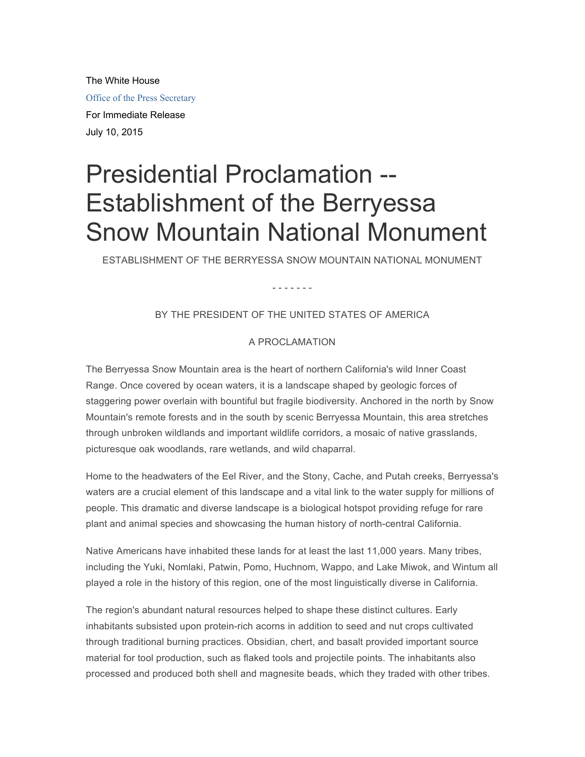The White House

Office of the Press Secretary

For Immediate Release

July 10, 2015

# Presidential Proclamation -- Establishment of the Berryessa Snow Mountain National Monument

ESTABLISHMENT OF THE BERRYESSA SNOW MOUNTAIN NATIONAL MONUMENT

\- - - - - - -

BY THE PRESIDENT OF THE UNITED STATES OF AMERICA

A PROCLAMATION

The Berryessa Snow Mountain area is the heart of northern California's wild Inner Coast Range. Once covered by ocean waters, it is a landscape shaped by geologic forces of staggering power overlain with bountiful but fragile biodiversity. Anchored in the north by Snow Mountain's remote forests and in the south by scenic Berryessa Mountain, this area stretches through unbroken wildlands and important wildlife corridors, a mosaic of native grasslands, picturesque oak woodlands, rare wetlands, and wild chaparral.

Home to the headwaters of the Eel River, and the Stony, Cache, and Putah creeks, Berryessa's waters are a crucial element of this landscape and a vital link to the water supply for millions of people. This dramatic and diverse landscape is a biological hotspot providing refuge for rare plant and animal species and showcasing the human history of north-central California.

Native Americans have inhabited these lands for at least the last 11,000 years. Many tribes, including the Yuki, Nomlaki, Patwin, Pomo, Huchnom, Wappo, and Lake Miwok, and Wintum all played a role in the history of this region, one of the most linguistically diverse in California.

The region's abundant natural resources helped to shape these distinct cultures. Early inhabitants subsisted upon protein-rich acorns in addition to seed and nut crops cultivated through traditional burning practices. Obsidian, chert, and basalt provided important source material for tool production, such as flaked tools and projectile points. The inhabitants also processed and produced both shell and magnesite beads, which they traded with other tribes.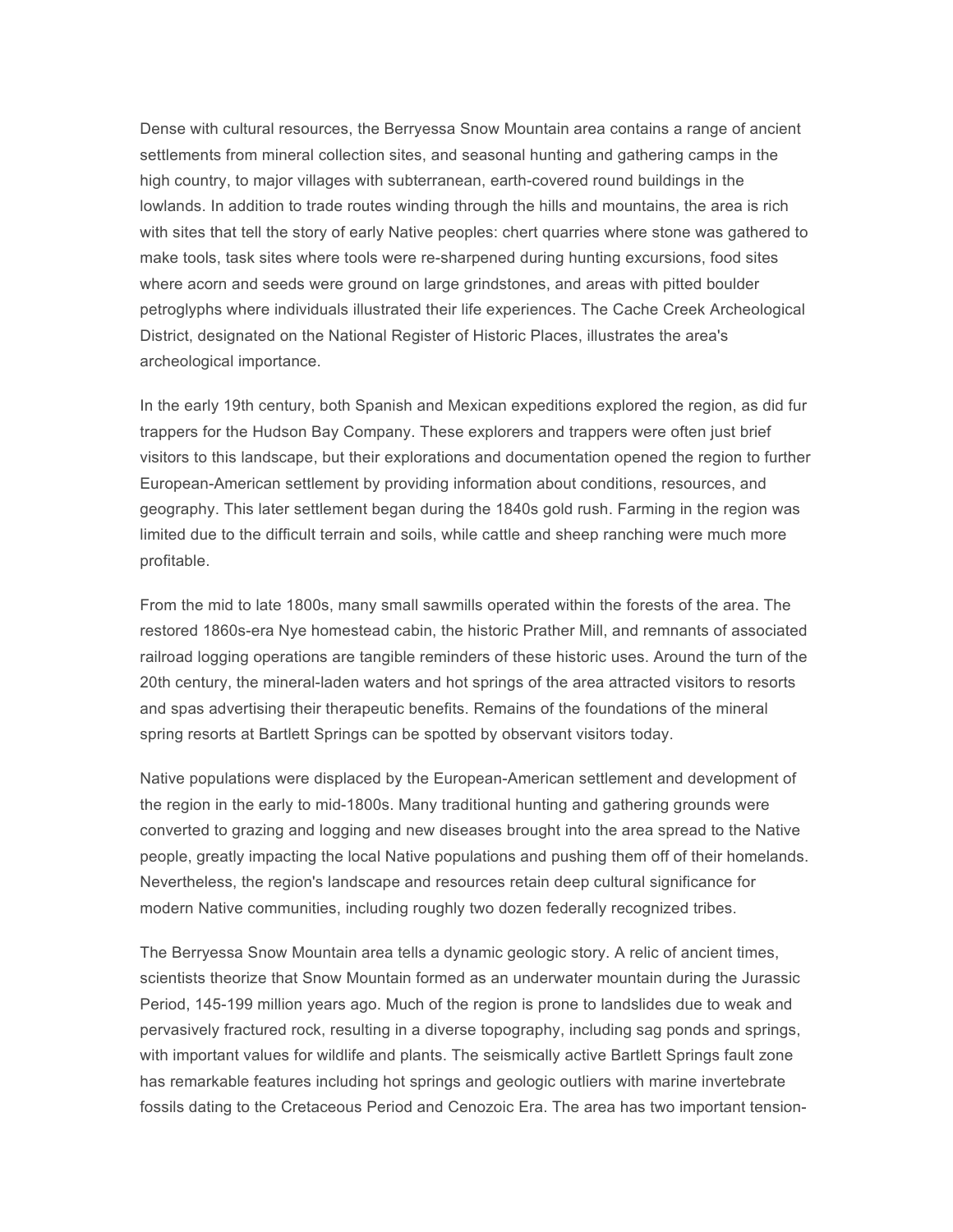Dense with cultural resources, the Berryessa Snow Mountain area contains a range of ancient settlements from mineral collection sites, and seasonal hunting and gathering camps in the high country, to major villages with subterranean, earth-covered round buildings in the lowlands. In addition to trade routes winding through the hills and mountains, the area is rich with sites that tell the story of early Native peoples: chert quarries where stone was gathered to make tools, task sites where tools were re-sharpened during hunting excursions, food sites where acorn and seeds were ground on large grindstones, and areas with pitted boulder petroglyphs where individuals illustrated their life experiences. The Cache Creek Archeological District, designated on the National Register of Historic Places, illustrates the area's archeological importance.

In the early 19th century, both Spanish and Mexican expeditions explored the region, as did fur trappers for the Hudson Bay Company. These explorers and trappers were often just brief visitors to this landscape, but their explorations and documentation opened the region to further European-American settlement by providing information about conditions, resources, and geography. This later settlement began during the 1840s gold rush. Farming in the region was limited due to the difficult terrain and soils, while cattle and sheep ranching were much more profitable.

From the mid to late 1800s, many small sawmills operated within the forests of the area. The restored 1860s-era Nye homestead cabin, the historic Prather Mill, and remnants of associated railroad logging operations are tangible reminders of these historic uses. Around the turn of the 20th century, the mineral-laden waters and hot springs of the area attracted visitors to resorts and spas advertising their therapeutic benefits. Remains of the foundations of the mineral spring resorts at Bartlett Springs can be spotted by observant visitors today.

Native populations were displaced by the European-American settlement and development of the region in the early to mid-1800s. Many traditional hunting and gathering grounds were converted to grazing and logging and new diseases brought into the area spread to the Native people, greatly impacting the local Native populations and pushing them off of their homelands. Nevertheless, the region's landscape and resources retain deep cultural significance for modern Native communities, including roughly two dozen federally recognized tribes.

The Berryessa Snow Mountain area tells a dynamic geologic story. A relic of ancient times, scientists theorize that Snow Mountain formed as an underwater mountain during the Jurassic Period, 145-199 million years ago. Much of the region is prone to landslides due to weak and pervasively fractured rock, resulting in a diverse topography, including sag ponds and springs, with important values for wildlife and plants. The seismically active Bartlett Springs fault zone has remarkable features including hot springs and geologic outliers with marine invertebrate fossils dating to the Cretaceous Period and Cenozoic Era. The area has two important tension-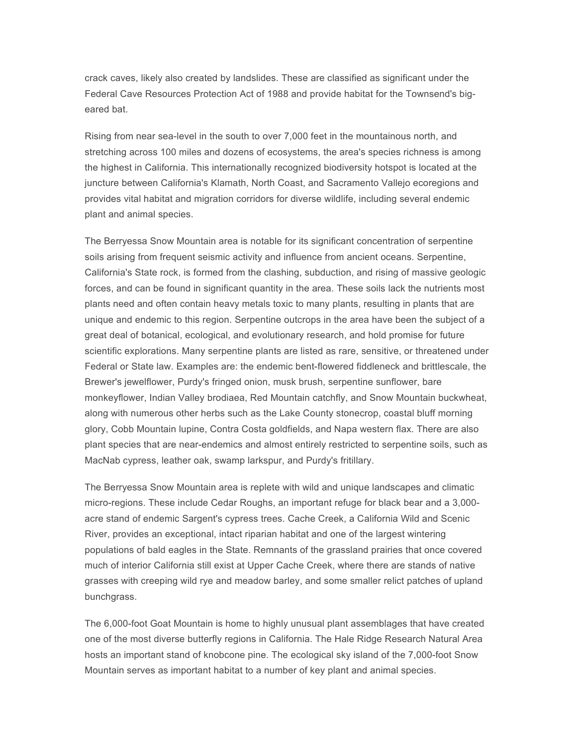crack caves, likely also created by landslides. These are classified as significant under the Federal Cave Resources Protection Act of 1988 and provide habitat for the Townsend's big-eared bat.

Rising from near sea-level in the south to over 7,000 feet in the mountainous north, and stretching across 100 miles and dozens of ecosystems, the area's species richness is among the highest in California. This internationally recognized biodiversity hotspot is located at the juncture between California's Klamath, North Coast, and Sacramento Vallejo ecoregions and provides vital habitat and migration corridors for diverse wildlife, including several endemic plant and animal species.

The Berryessa Snow Mountain area is notable for its significant concentration of serpentine soils arising from frequent seismic activity and influence from ancient oceans. Serpentine, California's State rock, is formed from the clashing, subduction, and rising of massive geologic forces, and can be found in significant quantity in the area. These soils lack the nutrients most plants need and often contain heavy metals toxic to many plants, resulting in plants that are unique and endemic to this region. Serpentine outcrops in the area have been the subject of a great deal of botanical, ecological, and evolutionary research, and hold promise for future scientific explorations. Many serpentine plants are listed as rare, sensitive, or threatened under Federal or State law. Examples are: the endemic bent-flowered fiddleneck and brittlescale, the Brewer's jewelflower, Purdy's fringed onion, musk brush, serpentine sunflower, bare monkeyflower, Indian Valley brodiaea, Red Mountain catchfly, and Snow Mountain buckwheat, along with numerous other herbs such as the Lake County stonecrop, coastal bluff morning glory, Cobb Mountain lupine, Contra Costa goldfields, and Napa western flax. There are also plant species that are near-endemics and almost entirely restricted to serpentine soils, such as MacNab cypress, leather oak, swamp larkspur, and Purdy's fritillary.

The Berryessa Snow Mountain area is replete with wild and unique landscapes and climatic micro-regions. These include Cedar Roughs, an important refuge for black bear and a 3,000-acre stand of endemic Sargent's cypress trees. Cache Creek, a California Wild and Scenic River, provides an exceptional, intact riparian habitat and one of the largest wintering populations of bald eagles in the State. Remnants of the grassland prairies that once covered much of interior California still exist at Upper Cache Creek, where there are stands of native grasses with creeping wild rye and meadow barley, and some smaller relict patches of upland bunchgrass.

The 6,000-foot Goat Mountain is home to highly unusual plant assemblages that have created one of the most diverse butterfly regions in California. The Hale Ridge Research Natural Area hosts an important stand of knobcone pine. The ecological sky island of the 7,000-foot Snow Mountain serves as important habitat to a number of key plant and animal species.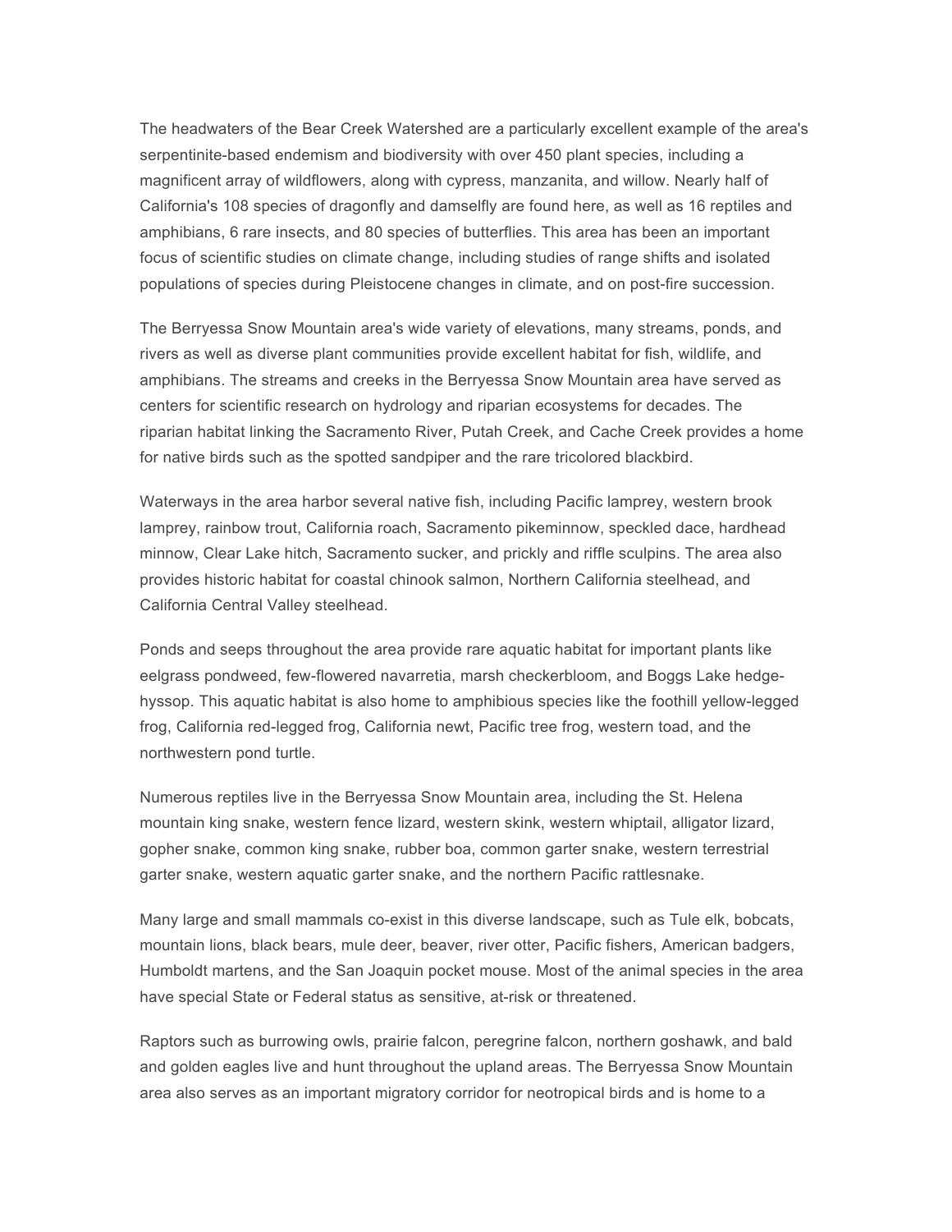The headwaters of the Bear Creek Watershed are a particularly excellent example of the area's serpentinite-based endemism and biodiversity with over 450 plant species, including a magnificent array of wildflowers, along with cypress, manzanita, and willow. Nearly half of California's 108 species of dragonfly and damselfly are found here, as well as 16 reptiles and amphibians, 6 rare insects, and 80 species of butterflies. This area has been an important focus of scientific studies on climate change, including studies of range shifts and isolated populations of species during Pleistocene changes in climate, and on post-fire succession.

The Berryessa Snow Mountain area's wide variety of elevations, many streams, ponds, and rivers as well as diverse plant communities provide excellent habitat for fish, wildlife, and amphibians. The streams and creeks in the Berryessa Snow Mountain area have served as centers for scientific research on hydrology and riparian ecosystems for decades. The riparian habitat linking the Sacramento River, Putah Creek, and Cache Creek provides a home for native birds such as the spotted sandpiper and the rare tricolored blackbird.

Waterways in the area harbor several native fish, including Pacific lamprey, western brook lamprey, rainbow trout, California roach, Sacramento pikeminnow, speckled dace, hardhead minnow, Clear Lake hitch, Sacramento sucker, and prickly and riffle sculpins. The area also provides historic habitat for coastal chinook salmon, Northern California steelhead, and California Central Valley steelhead.

Ponds and seeps throughout the area provide rare aquatic habitat for important plants like eelgrass pondweed, few-flowered navarretia, marsh checkerbloom, and Boggs Lake hedge-hyssop. This aquatic habitat is also home to amphibious species like the foothill yellow-legged frog, California red-legged frog, California newt, Pacific tree frog, western toad, and the northwestern pond turtle.

Numerous reptiles live in the Berryessa Snow Mountain area, including the St. Helena mountain king snake, western fence lizard, western skink, western whiptail, alligator lizard, gopher snake, common king snake, rubber boa, common garter snake, western terrestrial garter snake, western aquatic garter snake, and the northern Pacific rattlesnake.

Many large and small mammals co-exist in this diverse landscape, such as Tule elk, bobcats, mountain lions, black bears, mule deer, beaver, river otter, Pacific fishers, American badgers, Humboldt martens, and the San Joaquin pocket mouse. Most of the animal species in the area have special State or Federal status as sensitive, at-risk or threatened.

Raptors such as burrowing owls, prairie falcon, peregrine falcon, northern goshawk, and bald and golden eagles live and hunt throughout the upland areas. The Berryessa Snow Mountain area also serves as an important migratory corridor for neotropical birds and is home to a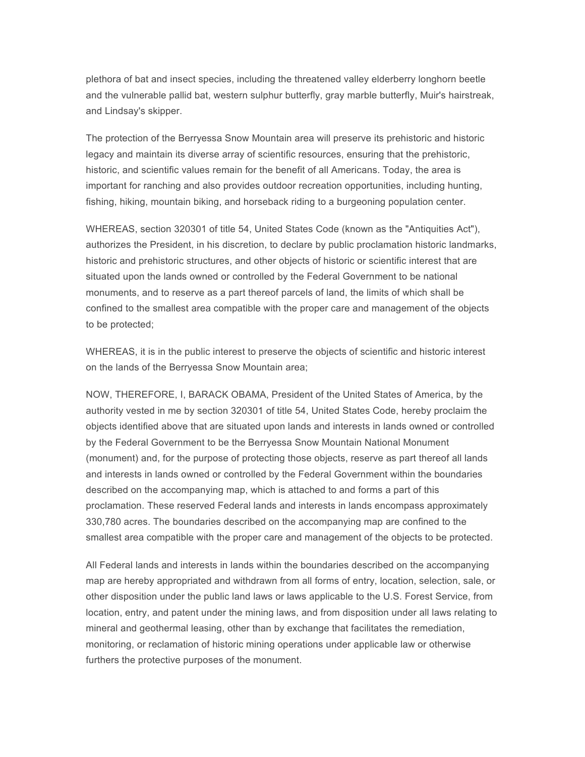plethora of bat and insect species, including the threatened valley elderberry longhorn beetle and the vulnerable pallid bat, western sulphur butterfly, gray marble butterfly, Muir's hairstreak, and Lindsay's skipper.

The protection of the Berryessa Snow Mountain area will preserve its prehistoric and historic legacy and maintain its diverse array of scientific resources, ensuring that the prehistoric, historic, and scientific values remain for the benefit of all Americans. Today, the area is important for ranching and also provides outdoor recreation opportunities, including hunting, fishing, hiking, mountain biking, and horseback riding to a burgeoning population center.

WHEREAS, section 320301 of title 54, United States Code (known as the "Antiquities Act"), authorizes the President, in his discretion, to declare by public proclamation historic landmarks, historic and prehistoric structures, and other objects of historic or scientific interest that are situated upon the lands owned or controlled by the Federal Government to be national monuments, and to reserve as a part thereof parcels of land, the limits of which shall be confined to the smallest area compatible with the proper care and management of the objects to be protected;

WHEREAS, it is in the public interest to preserve the objects of scientific and historic interest on the lands of the Berryessa Snow Mountain area;

NOW, THEREFORE, I, BARACK OBAMA, President of the United States of America, by the authority vested in me by section 320301 of title 54, United States Code, hereby proclaim the objects identified above that are situated upon lands and interests in lands owned or controlled by the Federal Government to be the Berryessa Snow Mountain National Monument (monument) and, for the purpose of protecting those objects, reserve as part thereof all lands and interests in lands owned or controlled by the Federal Government within the boundaries described on the accompanying map, which is attached to and forms a part of this proclamation. These reserved Federal lands and interests in lands encompass approximately 330,780 acres. The boundaries described on the accompanying map are confined to the smallest area compatible with the proper care and management of the objects to be protected.

All Federal lands and interests in lands within the boundaries described on the accompanying map are hereby appropriated and withdrawn from all forms of entry, location, selection, sale, or other disposition under the public land laws or laws applicable to the U.S. Forest Service, from location, entry, and patent under the mining laws, and from disposition under all laws relating to mineral and geothermal leasing, other than by exchange that facilitates the remediation, monitoring, or reclamation of historic mining operations under applicable law or otherwise furthers the protective purposes of the monument.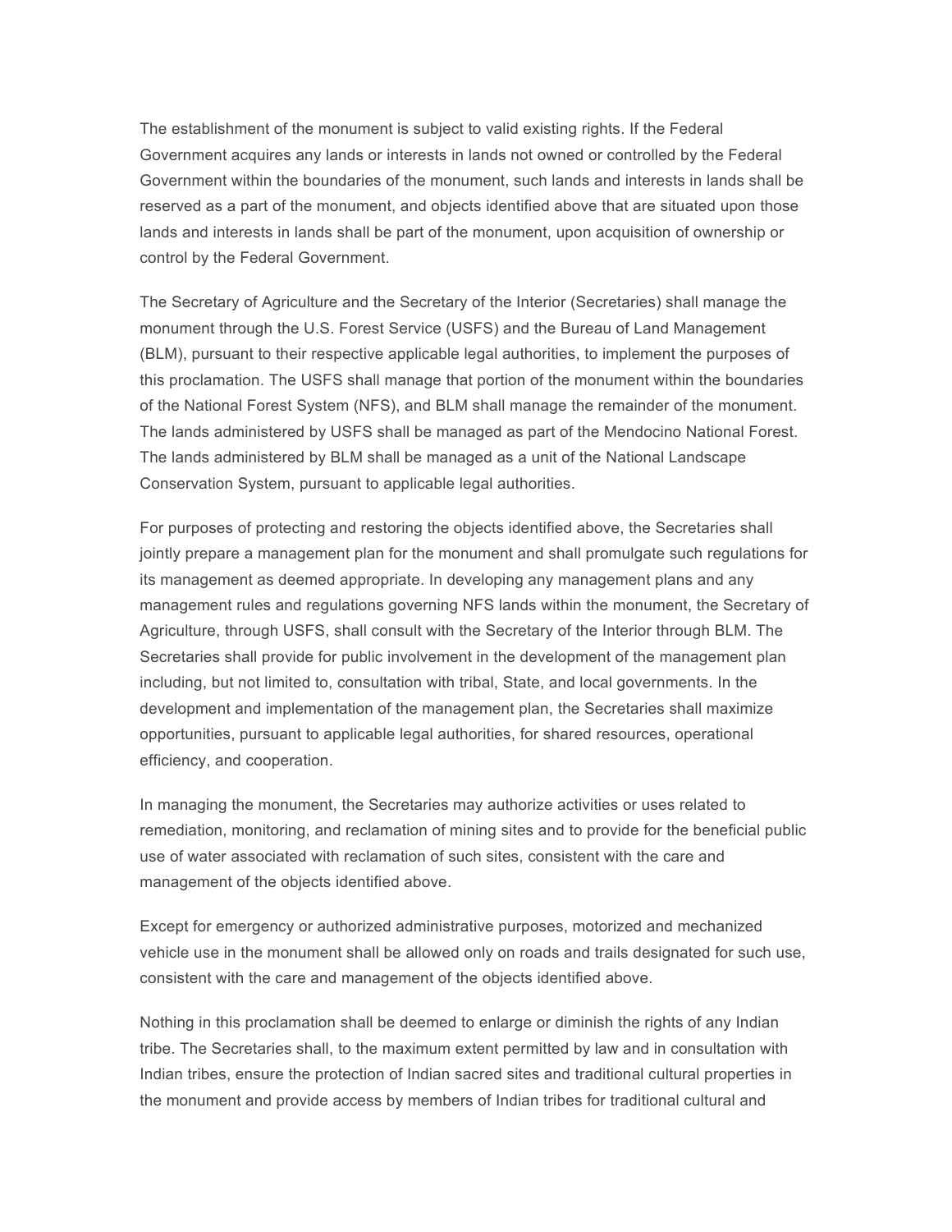The establishment of the monument is subject to valid existing rights. If the Federal Government acquires any lands or interests in lands not owned or controlled by the Federal Government within the boundaries of the monument, such lands and interests in lands shall be reserved as a part of the monument, and objects identified above that are situated upon those lands and interests in lands shall be part of the monument, upon acquisition of ownership or control by the Federal Government.

The Secretary of Agriculture and the Secretary of the Interior (Secretaries) shall manage the monument through the U.S. Forest Service (USFS) and the Bureau of Land Management (BLM), pursuant to their respective applicable legal authorities, to implement the purposes of this proclamation. The USFS shall manage that portion of the monument within the boundaries of the National Forest System (NFS), and BLM shall manage the remainder of the monument. The lands administered by USFS shall be managed as part of the Mendocino National Forest. The lands administered by BLM shall be managed as a unit of the National Landscape Conservation System, pursuant to applicable legal authorities.

For purposes of protecting and restoring the objects identified above, the Secretaries shall jointly prepare a management plan for the monument and shall promulgate such regulations for its management as deemed appropriate. In developing any management plans and any management rules and regulations governing NFS lands within the monument, the Secretary of Agriculture, through USFS, shall consult with the Secretary of the Interior through BLM. The Secretaries shall provide for public involvement in the development of the management plan including, but not limited to, consultation with tribal, State, and local governments. In the development and implementation of the management plan, the Secretaries shall maximize opportunities, pursuant to applicable legal authorities, for shared resources, operational efficiency, and cooperation.

In managing the monument, the Secretaries may authorize activities or uses related to remediation, monitoring, and reclamation of mining sites and to provide for the beneficial public use of water associated with reclamation of such sites, consistent with the care and management of the objects identified above.

Except for emergency or authorized administrative purposes, motorized and mechanized vehicle use in the monument shall be allowed only on roads and trails designated for such use, consistent with the care and management of the objects identified above.

Nothing in this proclamation shall be deemed to enlarge or diminish the rights of any Indian tribe. The Secretaries shall, to the maximum extent permitted by law and in consultation with Indian tribes, ensure the protection of Indian sacred sites and traditional cultural properties in the monument and provide access by members of Indian tribes for traditional cultural and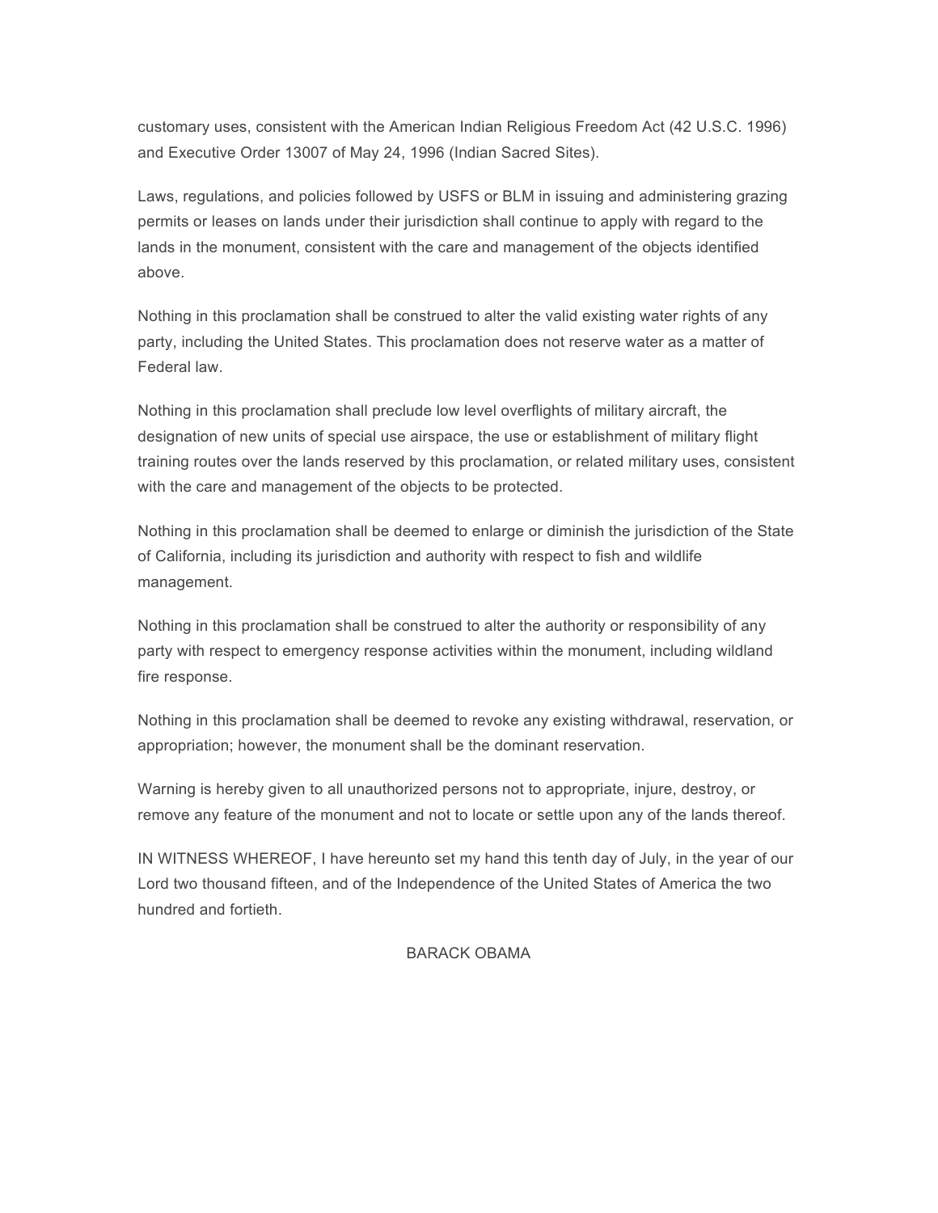customary uses, consistent with the American Indian Religious Freedom Act (42 U.S.C. 1996) and Executive Order 13007 of May 24, 1996 (Indian Sacred Sites).

Laws, regulations, and policies followed by USFS or BLM in issuing and administering grazing permits or leases on lands under their jurisdiction shall continue to apply with regard to the lands in the monument, consistent with the care and management of the objects identified above.

Nothing in this proclamation shall be construed to alter the valid existing water rights of any party, including the United States. This proclamation does not reserve water as a matter of Federal law.

Nothing in this proclamation shall preclude low level overflights of military aircraft, the designation of new units of special use airspace, the use or establishment of military flight training routes over the lands reserved by this proclamation, or related military uses, consistent with the care and management of the objects to be protected.

Nothing in this proclamation shall be deemed to enlarge or diminish the jurisdiction of the State of California, including its jurisdiction and authority with respect to fish and wildlife management.

Nothing in this proclamation shall be construed to alter the authority or responsibility of any party with respect to emergency response activities within the monument, including wildland fire response.

Nothing in this proclamation shall be deemed to revoke any existing withdrawal, reservation, or appropriation; however, the monument shall be the dominant reservation.

Warning is hereby given to all unauthorized persons not to appropriate, injure, destroy, or remove any feature of the monument and not to locate or settle upon any of the lands thereof.

IN WITNESS WHEREOF, I have hereunto set my hand this tenth day of July, in the year of our Lord two thousand fifteen, and of the Independence of the United States of America the two hundred and fortieth.

BARACK OBAMA